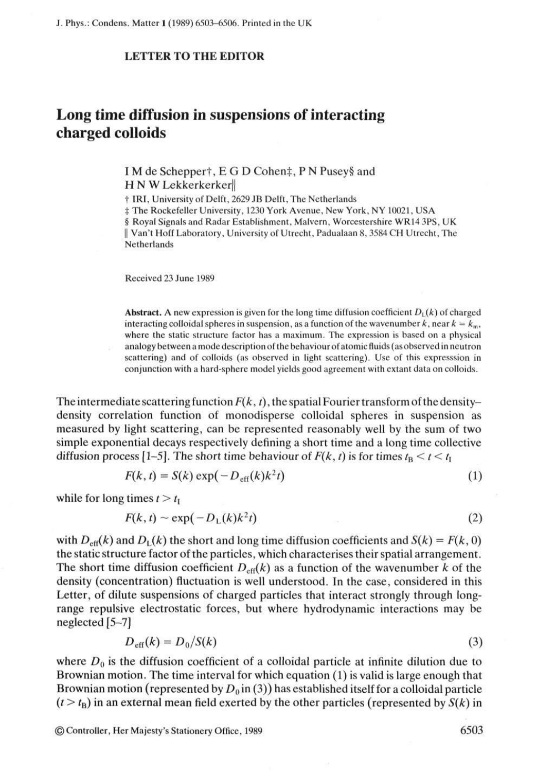LETTER TO THE EDITOR

# Long time diffusion in suspensions of interacting charged colloids

I M de Schepper†, E G D Cohen‡, P N Pusey§ and H N W Lekkerkerker‖

† IRI, University of Delft, 2629 JB Delft, The Netherlands
‡ The Rockefeller University, 1230 York Avenue, New York, NY 10021, USA
§ Royal Signals and Radar Establishment, Malvern, Worcestershire WR14 3PS, UK
‖ Van't Hoff Laboratory, University of Utrecht, Padualaan 8, 3584 CH Utrecht, The Netherlands

Received 23 June 1989

**Abstract.** A new expression is given for the long time diffusion coefficient $D_L(k)$ of charged interacting colloidal spheres in suspension, as a function of the wavenumber $k$, near $k = k_m$, where the static structure factor has a maximum. The expression is based on a physical analogy between a mode description of the behaviour of atomic fluids (as observed in neutron scattering) and of colloids (as observed in light scattering). Use of this expresssion in conjunction with a hard-sphere model yields good agreement with extant data on colloids.

The intermediate scattering function $F(k, t)$, the spatial Fourier transform of the density–density correlation function of monodisperse colloidal spheres in suspension as measured by light scattering, can be represented reasonably well by the sum of two simple exponential decays respectively defining a short time and a long time collective diffusion process [1–5]. The short time behaviour of $F(k, t)$ is for times $t_B < t < t_I$

$$F(k, t) = S(k) \exp(-D_{\text{eff}}(k)k^2 t) \tag{1}$$

while for long times $t > t_I$

$$F(k, t) \sim \exp(-D_L(k)k^2 t) \tag{2}$$

with $D_{\text{eff}}(k)$ and $D_L(k)$ the short and long time diffusion coefficients and $S(k) = F(k, 0)$ the static structure factor of the particles, which characterises their spatial arrangement. The short time diffusion coefficient $D_{\text{eff}}(k)$ as a function of the wavenumber $k$ of the density (concentration) fluctuation is well understood. In the case, considered in this Letter, of dilute suspensions of charged particles that interact strongly through long-range repulsive electrostatic forces, but where hydrodynamic interactions may be neglected [5–7]

$$D_{\text{eff}}(k) = D_0/S(k) \tag{3}$$

where $D_0$ is the diffusion coefficient of a colloidal particle at infinite dilution due to Brownian motion. The time interval for which equation (1) is valid is large enough that Brownian motion (represented by $D_0$ in (3)) has established itself for a colloidal particle ($t > t_B$) in an external mean field exerted by the other particles (represented by $S(k)$ in

© Controller, Her Majesty's Stationery Office, 1989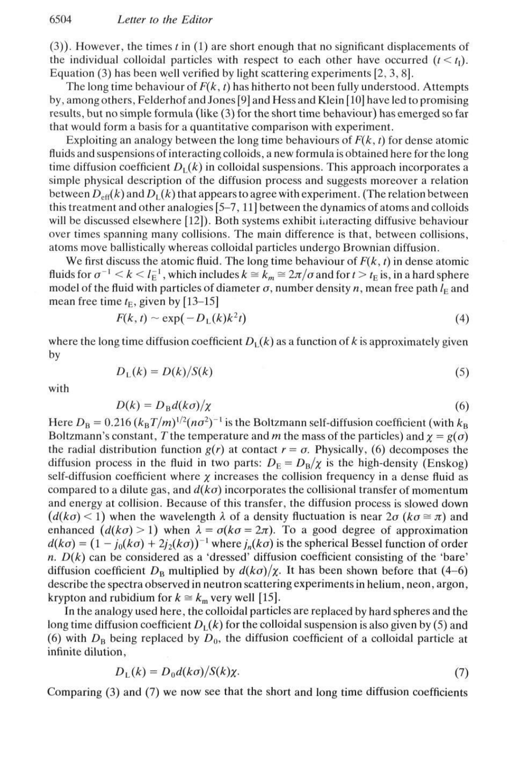(3)). However, the times $t$ in (1) are short enough that no significant displacements of the individual colloidal particles with respect to each other have occurred ($t < t_1$). Equation (3) has been well verified by light scattering experiments [2, 3, 8].

The long time behaviour of $F(k, t)$ has hitherto not been fully understood. Attempts by, among others, Felderhof and Jones [9] and Hess and Klein [10] have led to promising results, but no simple formula (like (3) for the short time behaviour) has emerged so far that would form a basis for a quantitative comparison with experiment.

Exploiting an analogy between the long time behaviours of $F(k, t)$ for dense atomic fluids and suspensions of interacting colloids, a new formula is obtained here for the long time diffusion coefficient $D_L(k)$ in colloidal suspensions. This approach incorporates a simple physical description of the diffusion process and suggests moreover a relation between $D_{\text{eff}}(k)$ and $D_L(k)$ that appears to agree with experiment. (The relation between this treatment and other analogies [5–7, 11] between the dynamics of atoms and colloids will be discussed elsewhere [12]). Both systems exhibit interacting diffusive behaviour over times spanning many collisions. The main difference is that, between collisions, atoms move ballistically whereas colloidal particles undergo Brownian diffusion.

We first discuss the atomic fluid. The long time behaviour of $F(k, t)$ in dense atomic fluids for $\sigma^{-1} < k < l_E^{-1}$, which includes $k \cong k_m \cong 2\pi/\sigma$ and for $t > t_E$ is, in a hard sphere model of the fluid with particles of diameter $\sigma$, number density $n$, mean free path $l_E$ and mean free time $t_E$, given by [13–15]

$$F(k, t) \sim \exp(-D_L(k)k^2 t) \tag{4}$$

where the long time diffusion coefficient $D_L(k)$ as a function of $k$ is approximately given by

$$D_L(k) = D(k)/S(k) \tag{5}$$

with

$$D(k) = D_B d(k\sigma)/\chi \tag{6}$$

Here $D_B = 0.216\,(k_B T/m)^{1/2}(n\sigma^2)^{-1}$ is the Boltzmann self-diffusion coefficient (with $k_B$ Boltzmann's constant, $T$ the temperature and $m$ the mass of the particles) and $\chi = g(\sigma)$ the radial distribution function $g(r)$ at contact $r = \sigma$. Physically, (6) decomposes the diffusion process in the fluid in two parts: $D_E = D_B/\chi$ is the high-density (Enskog) self-diffusion coefficient where $\chi$ increases the collision frequency in a dense fluid as compared to a dilute gas, and $d(k\sigma)$ incorporates the collisional transfer of momentum and energy at collision. Because of this transfer, the diffusion process is slowed down ($d(k\sigma) < 1$) when the wavelength $\lambda$ of a density fluctuation is near $2\sigma$ ($k\sigma \cong \pi$) and enhanced ($d(k\sigma) > 1$) when $\lambda = \sigma(k\sigma = 2\pi)$. To a good degree of approximation $d(k\sigma) = (1 - j_0(k\sigma) + 2j_2(k\sigma))^{-1}$ where $j_n(k\sigma)$ is the spherical Bessel function of order $n$. $D(k)$ can be considered as a 'dressed' diffusion coefficient consisting of the 'bare' diffusion coefficient $D_B$ multiplied by $d(k\sigma)/\chi$. It has been shown before that (4–6) describe the spectra observed in neutron scattering experiments in helium, neon, argon, krypton and rubidium for $k \cong k_m$ very well [15].

In the analogy used here, the colloidal particles are replaced by hard spheres and the long time diffusion coefficient $D_L(k)$ for the colloidal suspension is also given by (5) and (6) with $D_B$ being replaced by $D_0$, the diffusion coefficient of a colloidal particle at infinite dilution,

$$D_L(k) = D_0 d(k\sigma)/S(k)\chi. \tag{7}$$

Comparing (3) and (7) we now see that the short and long time diffusion coefficients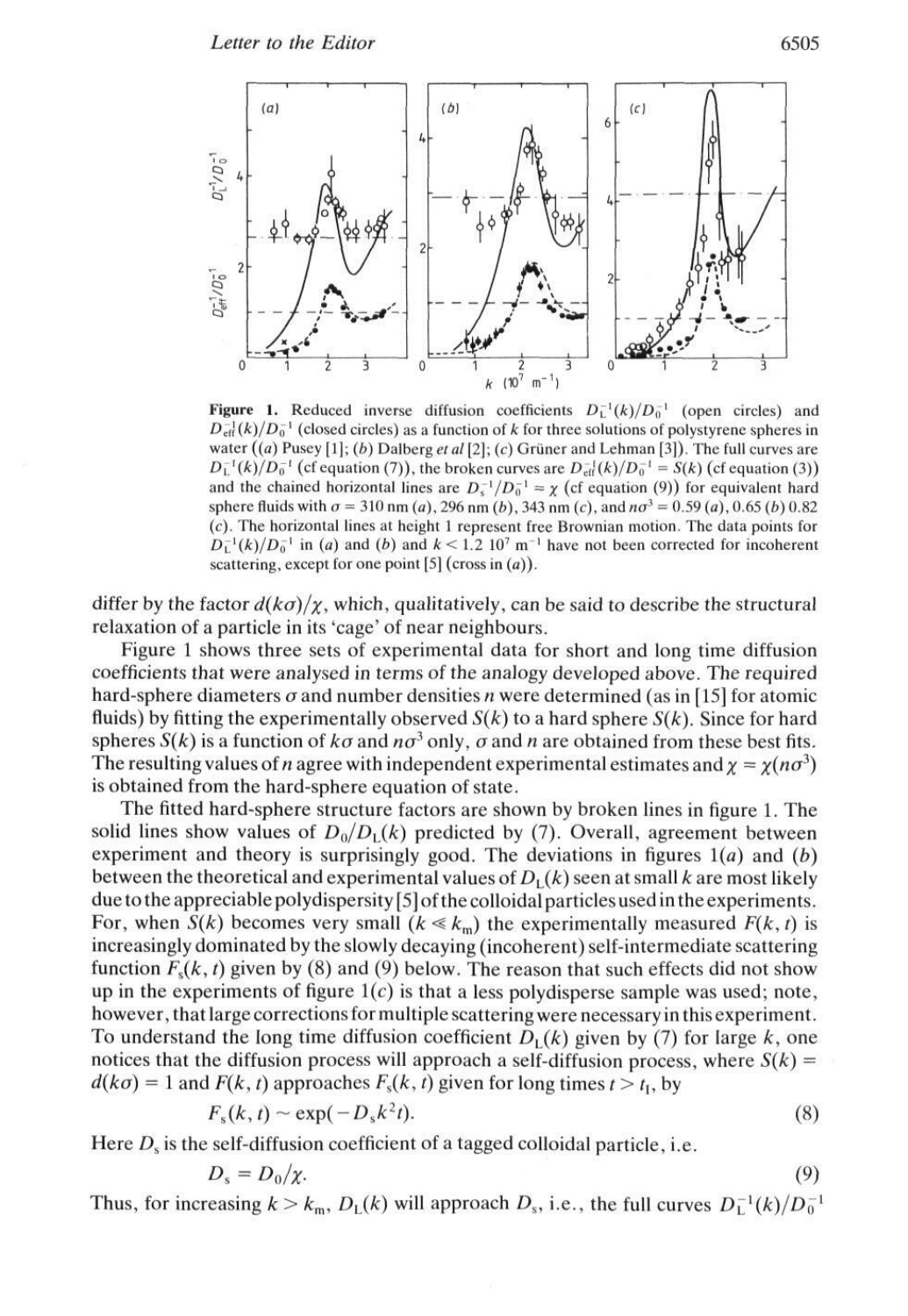**Figure 1.** Reduced inverse diffusion coefficients $D_L^{-1}(k)/D_0^{-1}$ (open circles) and $D_{\mathrm{eff}}^{-1}(k)/D_0^{-1}$ (closed circles) as a function of $k$ for three solutions of polystyrene spheres in water ((*a*) Pusey [1]; (*b*) Dalberg *et al* [2]; (*c*) Grüner and Lehman [3]). The full curves are $D_L^{-1}(k)/D_0^{-1}$ (cf equation (7)), the broken curves are $D_{\mathrm{eff}}^{-1}(k)/D_0^{-1} = S(k)$ (cf equation (3)) and the chained horizontal lines are $D_s^{-1}/D_0^{-1} = \chi$ (cf equation (9)) for equivalent hard sphere fluids with $\sigma = 310$ nm (*a*), 296 nm (*b*), 343 nm (*c*), and $n\sigma^3 = 0.59$ (*a*), 0.65 (*b*) 0.82 (*c*). The horizontal lines at height 1 represent free Brownian motion. The data points for $D_L^{-1}(k)/D_0^{-1}$ in (*a*) and (*b*) and $k < 1.2\ 10^7\ \mathrm{m}^{-1}$ have not been corrected for incoherent scattering, except for one point [5] (cross in (*a*)).

differ by the factor $d(k\sigma)/\chi$, which, qualitatively, can be said to describe the structural relaxation of a particle in its 'cage' of near neighbours.

Figure 1 shows three sets of experimental data for short and long time diffusion coefficients that were analysed in terms of the analogy developed above. The required hard-sphere diameters $\sigma$ and number densities $n$ were determined (as in [15] for atomic fluids) by fitting the experimentally observed $S(k)$ to a hard sphere $S(k)$. Since for hard spheres $S(k)$ is a function of $k\sigma$ and $n\sigma^3$ only, $\sigma$ and $n$ are obtained from these best fits. The resulting values of $n$ agree with independent experimental estimates and $\chi = \chi(n\sigma^3)$ is obtained from the hard-sphere equation of state.

The fitted hard-sphere structure factors are shown by broken lines in figure 1. The solid lines show values of $D_0/D_L(k)$ predicted by (7). Overall, agreement between experiment and theory is surprisingly good. The deviations in figures 1(*a*) and (*b*) between the theoretical and experimental values of $D_L(k)$ seen at small $k$ are most likely due to the appreciable polydispersity [5] of the colloidal particles used in the experiments. For, when $S(k)$ becomes very small ($k \ll k_m$) the experimentally measured $F(k, t)$ is increasingly dominated by the slowly decaying (incoherent) self-intermediate scattering function $F_s(k, t)$ given by (8) and (9) below. The reason that such effects did not show up in the experiments of figure 1(*c*) is that a less polydisperse sample was used; note, however, that large corrections for multiple scattering were necessary in this experiment. To understand the long time diffusion coefficient $D_L(k)$ given by (7) for large $k$, one notices that the diffusion process will approach a self-diffusion process, where $S(k) = d(k\sigma) = 1$ and $F(k, t)$ approaches $F_s(k, t)$ given for long times $t > t_1$, by

$$F_s(k, t) \sim \exp(-D_s k^2 t). \tag{8}$$

Here $D_s$ is the self-diffusion coefficient of a tagged colloidal particle, i.e.

$$D_s = D_0/\chi. \tag{9}$$

Thus, for increasing $k > k_m$, $D_L(k)$ will approach $D_s$, i.e., the full curves $D_L^{-1}(k)/D_0^{-1}$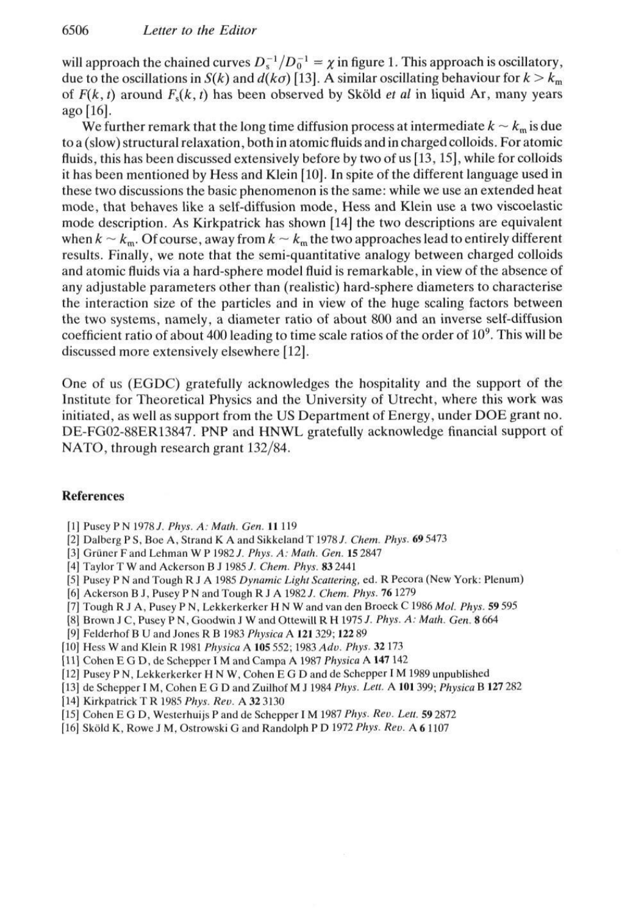will approach the chained curves $D_s^{-1}/D_0^{-1} = \chi$ in figure 1. This approach is oscillatory, due to the oscillations in $S(k)$ and $d(k\sigma)$ [13]. A similar oscillating behaviour for $k > k_m$ of $F(k, t)$ around $F_s(k, t)$ has been observed by Sköld *et al* in liquid Ar, many years ago [16].

We further remark that the long time diffusion process at intermediate $k \sim k_m$ is due to a (slow) structural relaxation, both in atomic fluids and in charged colloids. For atomic fluids, this has been discussed extensively before by two of us [13, 15], while for colloids it has been mentioned by Hess and Klein [10]. In spite of the different language used in these two discussions the basic phenomenon is the same: while we use an extended heat mode, that behaves like a self-diffusion mode, Hess and Klein use a two viscoelastic mode description. As Kirkpatrick has shown [14] the two descriptions are equivalent when $k \sim k_m$. Of course, away from $k \sim k_m$ the two approaches lead to entirely different results. Finally, we note that the semi-quantitative analogy between charged colloids and atomic fluids via a hard-sphere model fluid is remarkable, in view of the absence of any adjustable parameters other than (realistic) hard-sphere diameters to characterise the interaction size of the particles and in view of the huge scaling factors between the two systems, namely, a diameter ratio of about 800 and an inverse self-diffusion coefficient ratio of about 400 leading to time scale ratios of the order of $10^9$. This will be discussed more extensively elsewhere [12].

One of us (EGDC) gratefully acknowledges the hospitality and the support of the Institute for Theoretical Physics and the University of Utrecht, where this work was initiated, as well as support from the US Department of Energy, under DOE grant no. DE-FG02-88ER13847. PNP and HNWL gratefully acknowledge financial support of NATO, through research grant 132/84.

## References

[1] Pusey P N 1978 *J. Phys. A: Math. Gen.* **11** 119
[2] Dalberg P S, Boe A, Strand K A and Sikkeland T 1978 *J. Chem. Phys.* **69** 5473
[3] Grüner F and Lehman W P 1982 *J. Phys. A: Math. Gen.* **15** 2847
[4] Taylor T W and Ackerson B J 1985 *J. Chem. Phys.* **83** 2441
[5] Pusey P N and Tough R J A 1985 *Dynamic Light Scattering*, ed. R Pecora (New York: Plenum)
[6] Ackerson B J, Pusey P N and Tough R J A 1982 *J. Chem. Phys.* **76** 1279
[7] Tough R J A, Pusey P N, Lekkerkerker H N W and van den Broeck C 1986 *Mol. Phys.* **59** 595
[8] Brown J C, Pusey P N, Goodwin J W and Ottewill R H 1975 *J. Phys. A: Math. Gen.* **8** 664
[9] Felderhof B U and Jones R B 1983 *Physica A* **121** 329; **122** 89
[10] Hess W and Klein R 1981 *Physica A* **105** 552; 1983 *Adv. Phys.* **32** 173
[11] Cohen E G D, de Schepper I M and Campa A 1987 *Physica A* **147** 142
[12] Pusey P N, Lekkerkerker H N W, Cohen E G D and de Schepper I M 1989 unpublished
[13] de Schepper I M, Cohen E G D and Zuilhof M J 1984 *Phys. Lett.* A **101** 399; *Physica B* **127** 282
[14] Kirkpatrick T R 1985 *Phys. Rev.* A **32** 3130
[15] Cohen E G D, Westerhuijs P and de Schepper I M 1987 *Phys. Rev. Lett.* **59** 2872
[16] Sköld K, Rowe J M, Ostrowski G and Randolph P D 1972 *Phys. Rev.* A **6** 1107